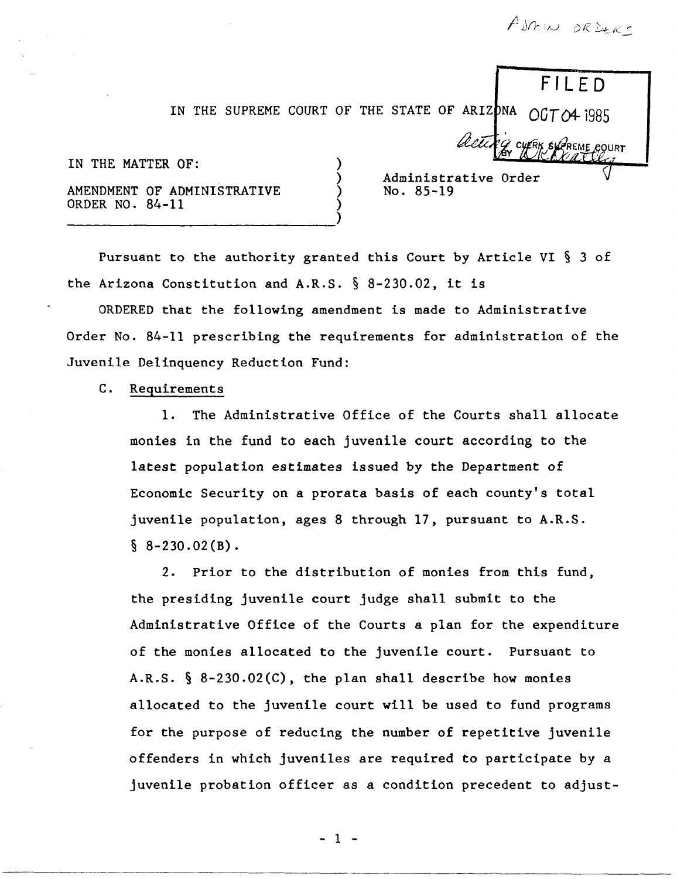ADMIN ORDERS

FILED
OCT 04 1985
Acting CLERK SUPREME COURT
BY

IN THE SUPREME COURT OF THE STATE OF ARIZONA

IN THE MATTER OF:

AMENDMENT OF ADMINISTRATIVE ORDER NO. 84-11

Administrative Order No. 85-19

Pursuant to the authority granted this Court by Article VI § 3 of the Arizona Constitution and A.R.S. § 8-230.02, it is

ORDERED that the following amendment is made to Administrative Order No. 84-11 prescribing the requirements for administration of the Juvenile Delinquency Reduction Fund:

C. Requirements

1. The Administrative Office of the Courts shall allocate monies in the fund to each juvenile court according to the latest population estimates issued by the Department of Economic Security on a prorata basis of each county's total juvenile population, ages 8 through 17, pursuant to A.R.S. § 8-230.02(B).

2. Prior to the distribution of monies from this fund, the presiding juvenile court judge shall submit to the Administrative Office of the Courts a plan for the expenditure of the monies allocated to the juvenile court. Pursuant to A.R.S. § 8-230.02(C), the plan shall describe how monies allocated to the juvenile court will be used to fund programs for the purpose of reducing the number of repetitive juvenile offenders in which juveniles are required to participate by a juvenile probation officer as a condition precedent to adjust-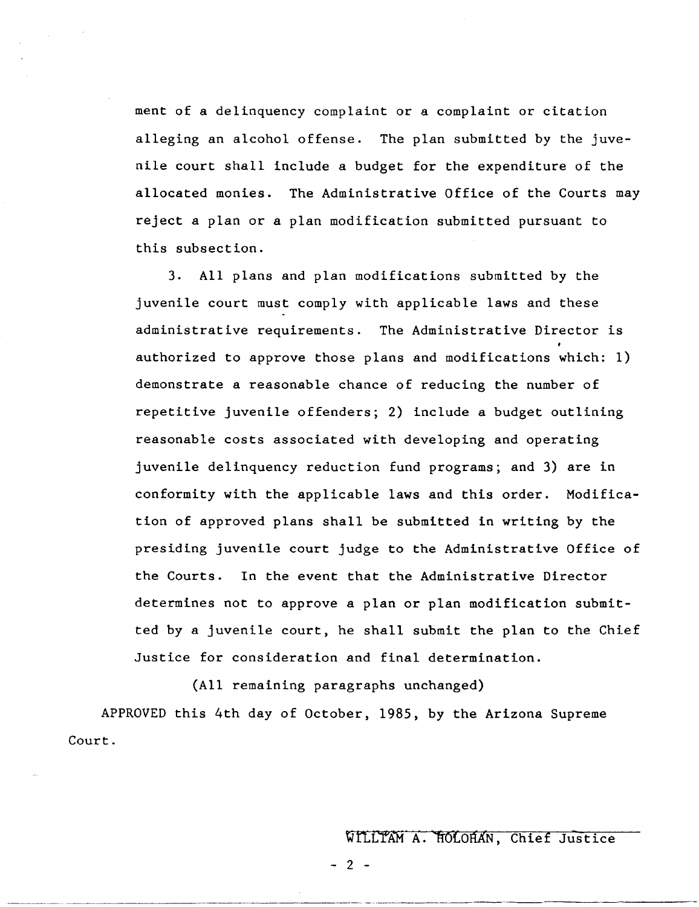ment of a delinquency complaint or a complaint or citation alleging an alcohol offense. The plan submitted by the juvenile court shall include a budget for the expenditure of the allocated monies. The Administrative Office of the Courts may reject a plan or a plan modification submitted pursuant to this subsection.

3. All plans and plan modifications submitted by the juvenile court must comply with applicable laws and these administrative requirements. The Administrative Director is authorized to approve those plans and modifications which: 1) demonstrate a reasonable chance of reducing the number of repetitive juvenile offenders; 2) include a budget outlining reasonable costs associated with developing and operating juvenile delinquency reduction fund programs; and 3) are in conformity with the applicable laws and this order. Modification of approved plans shall be submitted in writing by the presiding juvenile court judge to the Administrative Office of the Courts. In the event that the Administrative Director determines not to approve a plan or plan modification submitted by a juvenile court, he shall submit the plan to the Chief Justice for consideration and final determination.

(All remaining paragraphs unchanged)

APPROVED this 4th day of October, 1985, by the Arizona Supreme Court.

WILLIAM A. HOLOHAN, Chief Justice